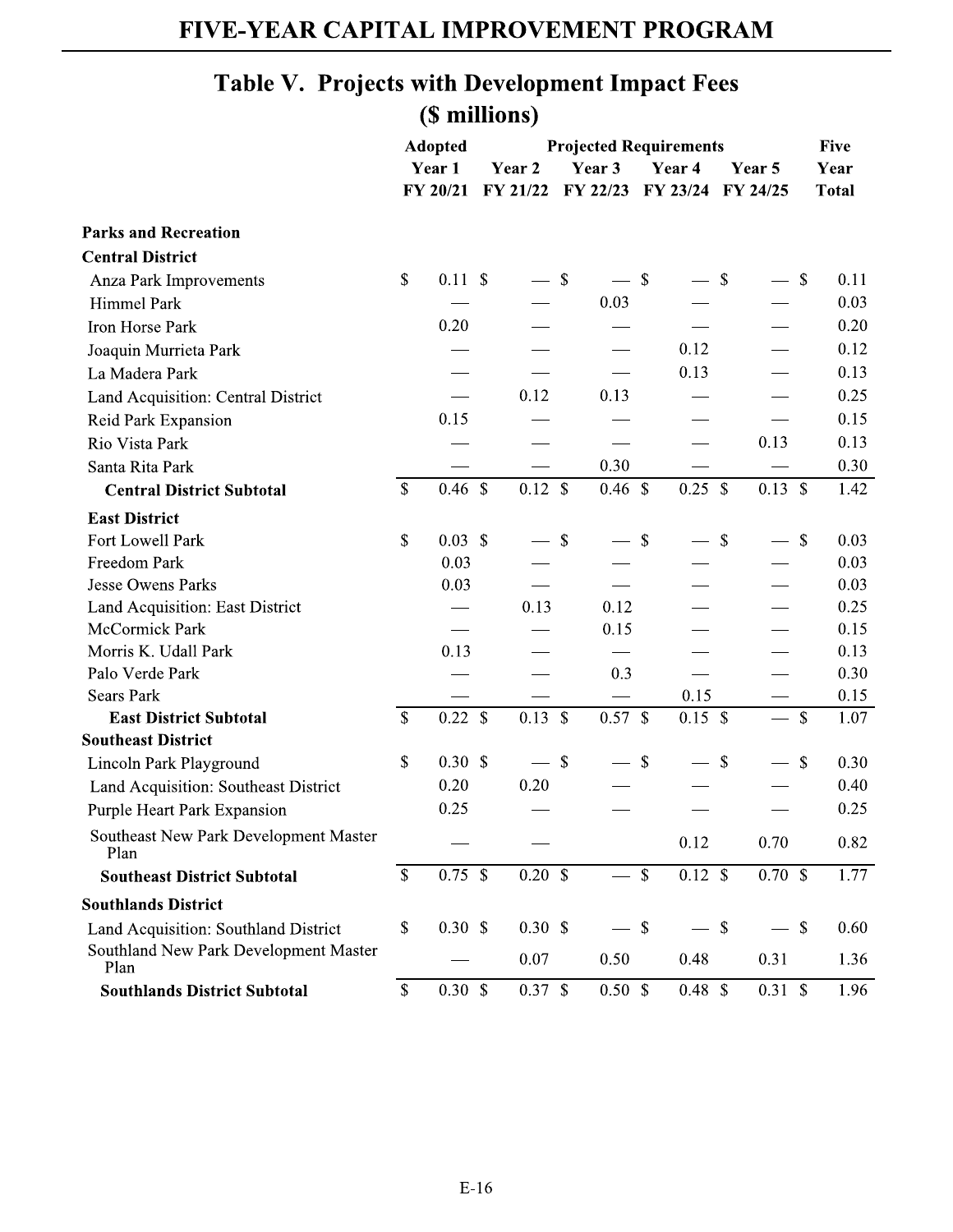# FIVE-YEAR CAPITAL IMPROVEMENT PROGRAM

## Table V. Projects with Development Impact Fees ($ millions)

| | Adopted | Projected Requirements | | | | Five |
|---|---|---|---|---|---|---|
| | Year 1 FY 20/21 | Year 2 FY 21/22 | Year 3 FY 22/23 | Year 4 FY 23/24 | Year 5 FY 24/25 | Year Total |
| **Parks and Recreation** | | | | | | |
| **Central District** | | | | | | |
| Anza Park Improvements | $ 0.11 | $ — | $ — | $ — | $ — | $ 0.11 |
| Himmel Park | — | — | 0.03 | — | — | 0.03 |
| Iron Horse Park | 0.20 | — | — | — | — | 0.20 |
| Joaquin Murrieta Park | — | — | — | 0.12 | — | 0.12 |
| La Madera Park | — | — | — | 0.13 | — | 0.13 |
| Land Acquisition: Central District | — | 0.12 | 0.13 | — | — | 0.25 |
| Reid Park Expansion | 0.15 | — | — | — | — | 0.15 |
| Rio Vista Park | — | — | — | — | 0.13 | 0.13 |
| Santa Rita Park | — | — | 0.30 | — | — | 0.30 |
| **Central District Subtotal** | $ 0.46 | $ 0.12 | $ 0.46 | $ 0.25 | $ 0.13 | $ 1.42 |
| **East District** | | | | | | |
| Fort Lowell Park | $ 0.03 | $ — | $ — | $ — | $ — | $ 0.03 |
| Freedom Park | 0.03 | — | — | — | — | 0.03 |
| Jesse Owens Parks | 0.03 | — | — | — | — | 0.03 |
| Land Acquisition: East District | — | 0.13 | 0.12 | — | — | 0.25 |
| McCormick Park | — | — | 0.15 | — | — | 0.15 |
| Morris K. Udall Park | 0.13 | — | — | — | — | 0.13 |
| Palo Verde Park | — | — | 0.3 | — | — | 0.30 |
| Sears Park | — | — | — | 0.15 | — | 0.15 |
| **East District Subtotal** | $ 0.22 | $ 0.13 | $ 0.57 | $ 0.15 | $ — | $ 1.07 |
| **Southeast District** | | | | | | |
| Lincoln Park Playground | $ 0.30 | $ — | $ — | $ — | $ — | $ 0.30 |
| Land Acquisition: Southeast District | 0.20 | 0.20 | — | — | — | 0.40 |
| Purple Heart Park Expansion | 0.25 | — | — | — | — | 0.25 |
| Southeast New Park Development Master Plan | — | — | | 0.12 | 0.70 | 0.82 |
| **Southeast District Subtotal** | $ 0.75 | $ 0.20 | $ — | $ 0.12 | $ 0.70 | $ 1.77 |
| **Southlands District** | | | | | | |
| Land Acquisition: Southland District | $ 0.30 | $ 0.30 | $ — | $ — | $ — | $ 0.60 |
| Southland New Park Development Master Plan | — | 0.07 | 0.50 | 0.48 | 0.31 | 1.36 |
| **Southlands District Subtotal** | $ 0.30 | $ 0.37 | $ 0.50 | $ 0.48 | $ 0.31 | $ 1.96 |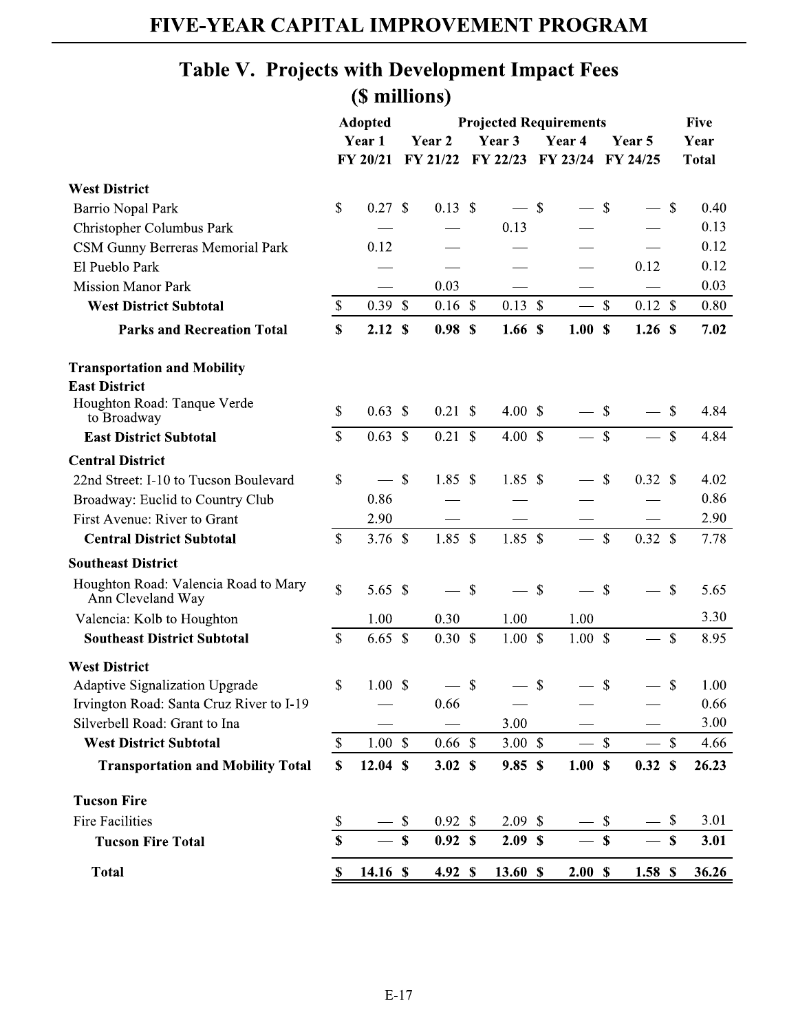# FIVE-YEAR CAPITAL IMPROVEMENT PROGRAM

## Table V. Projects with Development Impact Fees ($ millions)

| | Adopted Year 1 FY 20/21 | Projected Requirements Year 2 FY 21/22 | Year 3 FY 22/23 | Year 4 FY 23/24 | Year 5 FY 24/25 | Five Year Total |
|---|---|---|---|---|---|---|
| **West District** | | | | | | |
| Barrio Nopal Park | $ 0.27 | $ 0.13 | $ — | $ — | $ — | $ 0.40 |
| Christopher Columbus Park | — | — | 0.13 | — | — | 0.13 |
| CSM Gunny Berreras Memorial Park | 0.12 | — | — | — | — | 0.12 |
| El Pueblo Park | — | — | — | — | 0.12 | 0.12 |
| Mission Manor Park | — | 0.03 | — | — | — | 0.03 |
| **West District Subtotal** | $ 0.39 | $ 0.16 | $ 0.13 | $ — | $ 0.12 | $ 0.80 |
| **Parks and Recreation Total** | **$ 2.12** | **$ 0.98** | **$ 1.66** | **$ 1.00** | **$ 1.26** | **$ 7.02** |
| **Transportation and Mobility** | | | | | | |
| **East District** | | | | | | |
| Houghton Road: Tanque Verde to Broadway | $ 0.63 | $ 0.21 | $ 4.00 | $ — | $ — | $ 4.84 |
| **East District Subtotal** | $ 0.63 | $ 0.21 | $ 4.00 | $ — | $ — | $ 4.84 |
| **Central District** | | | | | | |
| 22nd Street: I-10 to Tucson Boulevard | $ — | $ 1.85 | $ 1.85 | $ — | $ 0.32 | $ 4.02 |
| Broadway: Euclid to Country Club | 0.86 | — | — | — | — | 0.86 |
| First Avenue: River to Grant | 2.90 | — | — | — | — | 2.90 |
| **Central District Subtotal** | $ 3.76 | $ 1.85 | $ 1.85 | $ — | $ 0.32 | $ 7.78 |
| **Southeast District** | | | | | | |
| Houghton Road: Valencia Road to Mary Ann Cleveland Way | $ 5.65 | $ — | $ — | $ — | $ — | $ 5.65 |
| Valencia: Kolb to Houghton | 1.00 | 0.30 | 1.00 | 1.00 | | 3.30 |
| **Southeast District Subtotal** | $ 6.65 | $ 0.30 | $ 1.00 | $ 1.00 | $ — | $ 8.95 |
| **West District** | | | | | | |
| Adaptive Signalization Upgrade | $ 1.00 | $ — | $ — | $ — | $ — | $ 1.00 |
| Irvington Road: Santa Cruz River to I-19 | — | 0.66 | — | — | — | 0.66 |
| Silverbell Road: Grant to Ina | — | — | 3.00 | — | — | 3.00 |
| **West District Subtotal** | $ 1.00 | $ 0.66 | $ 3.00 | $ — | $ — | $ 4.66 |
| **Transportation and Mobility Total** | **$ 12.04** | **$ 3.02** | **$ 9.85** | **$ 1.00** | **$ 0.32** | **$ 26.23** |
| **Tucson Fire** | | | | | | |
| Fire Facilities | $ — | $ 0.92 | $ 2.09 | $ — | $ — | $ 3.01 |
| **Tucson Fire Total** | **$ —** | **$ 0.92** | **$ 2.09** | **$ —** | **$ —** | **$ 3.01** |
| **Total** | **$ 14.16** | **$ 4.92** | **$ 13.60** | **$ 2.00** | **$ 1.58** | **$ 36.26** |